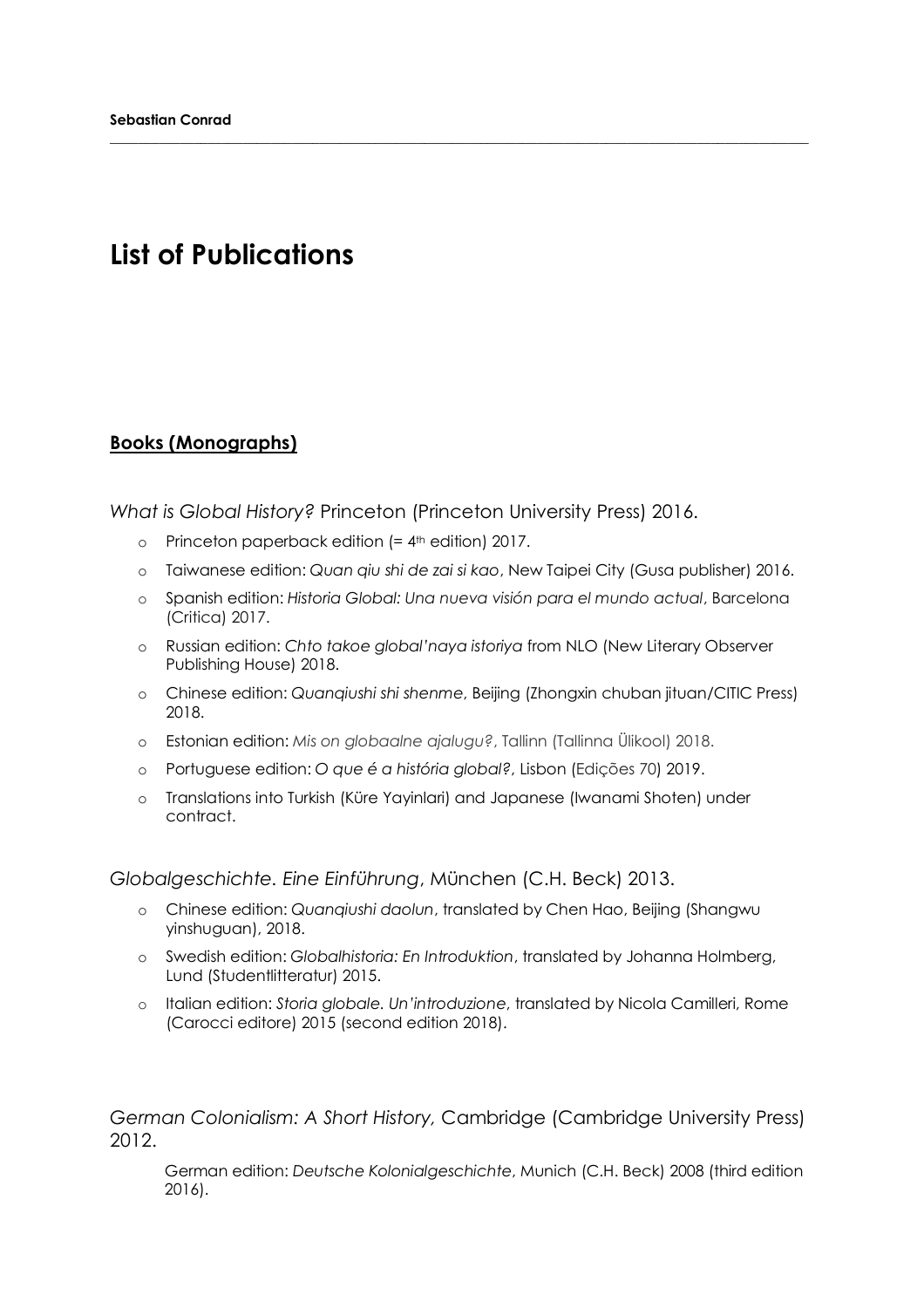**Sebastian Conrad**

# List of Publications

## Books (Monographs)

*What is Global History?* Princeton (Princeton University Press) 2016.

- Princeton paperback edition (= 4th edition) 2017.
- Taiwanese edition: *Quan qiu shi de zai si kao*, New Taipei City (Gusa publisher) 2016.
- Spanish edition: *Historia Global: Una nueva visión para el mundo actual*, Barcelona (Critica) 2017.
- Russian edition: *Chto takoe global'naya istoriya* from NLO (New Literary Observer Publishing House) 2018.
- Chinese edition: *Quanqiushi shi shenme*, Beijing (Zhongxin chuban jituan/CITIC Press) 2018.
- Estonian edition: *Mis on globaalne ajalugu?*, Tallinn (Tallinna Ülikool) 2018.
- Portuguese edition: *O que é a história global?*, Lisbon (Edições 70) 2019.
- Translations into Turkish (Küre Yayinlari) and Japanese (Iwanami Shoten) under contract.

*Globalgeschichte. Eine Einführung*, München (C.H. Beck) 2013.

- Chinese edition: *Quanqiushi daolun*, translated by Chen Hao, Beijing (Shangwu yinshuguan), 2018.
- Swedish edition: *Globalhistoria: En Introduktion*, translated by Johanna Holmberg, Lund (Studentlitteratur) 2015.
- Italian edition: *Storia globale. Un'introduzione*, translated by Nicola Camilleri, Rome (Carocci editore) 2015 (second edition 2018).

*German Colonialism: A Short History,* Cambridge (Cambridge University Press) 2012.

German edition: *Deutsche Kolonialgeschichte*, Munich (C.H. Beck) 2008 (third edition 2016).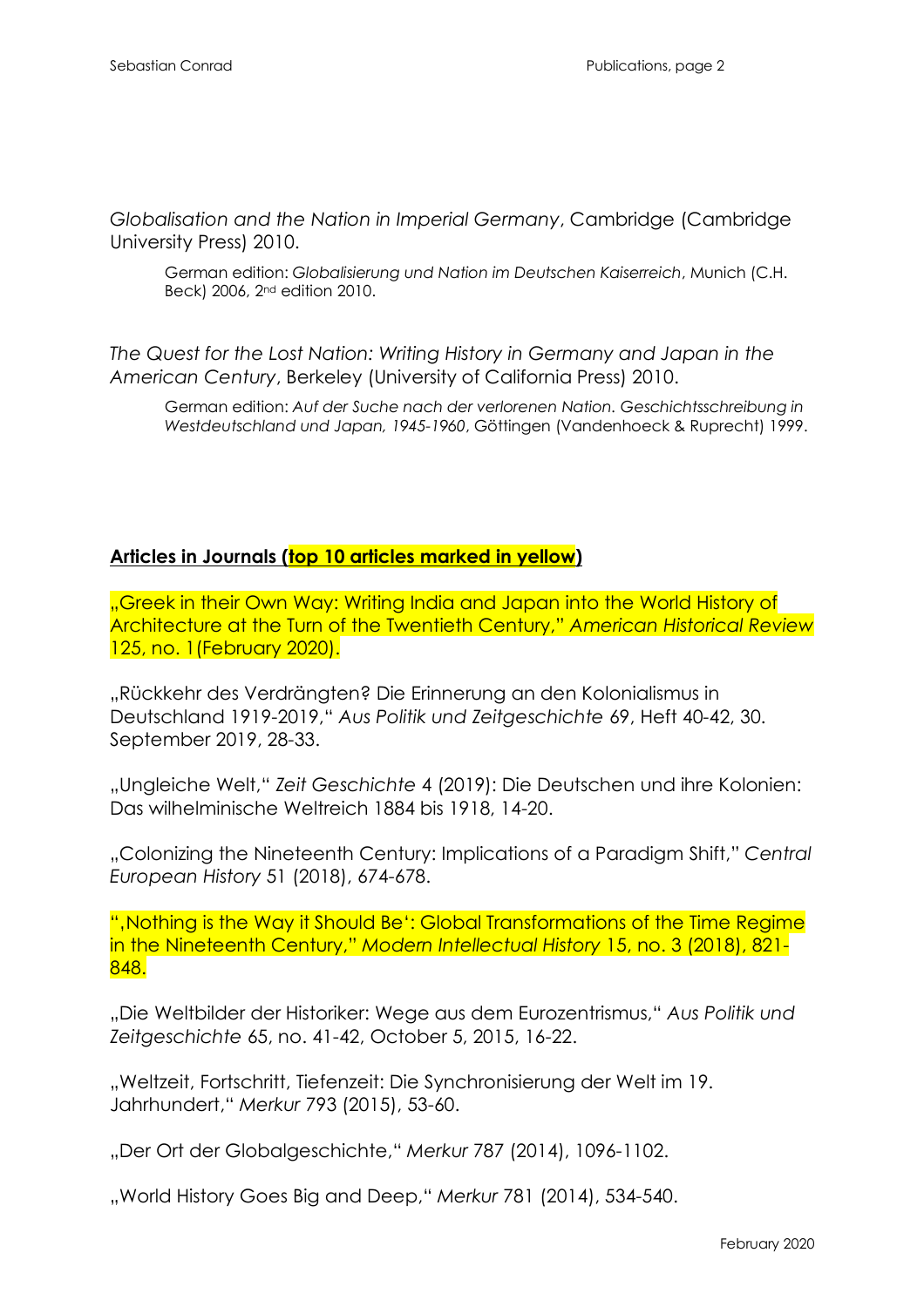*Globalisation and the Nation in Imperial Germany*, Cambridge (Cambridge University Press) 2010.

> German edition: *Globalisierung und Nation im Deutschen Kaiserreich*, Munich (C.H. Beck) 2006, 2nd edition 2010.

*The Quest for the Lost Nation: Writing History in Germany and Japan in the American Century*, Berkeley (University of California Press) 2010.

> German edition: *Auf der Suche nach der verlorenen Nation. Geschichtsschreibung in Westdeutschland und Japan, 1945-1960*, Göttingen (Vandenhoeck & Ruprecht) 1999.

**Articles in Journals (top 10 articles marked in yellow)**

„Greek in their Own Way: Writing India and Japan into the World History of Architecture at the Turn of the Twentieth Century," *American Historical Review* 125, no. 1(February 2020).

„Rückkehr des Verdrängten? Die Erinnerung an den Kolonialismus in Deutschland 1919-2019," *Aus Politik und Zeitgeschichte* 69, Heft 40-42, 30. September 2019, 28-33.

„Ungleiche Welt," *Zeit Geschichte* 4 (2019): Die Deutschen und ihre Kolonien: Das wilhelminische Weltreich 1884 bis 1918, 14-20.

„Colonizing the Nineteenth Century: Implications of a Paradigm Shift," *Central European History* 51 (2018), 674-678.

"‚Nothing is the Way it Should Be': Global Transformations of the Time Regime in the Nineteenth Century," *Modern Intellectual History* 15, no. 3 (2018), 821-848.

„Die Weltbilder der Historiker: Wege aus dem Eurozentrismus," *Aus Politik und Zeitgeschichte* 65, no. 41-42, October 5, 2015, 16-22.

„Weltzeit, Fortschritt, Tiefenzeit: Die Synchronisierung der Welt im 19. Jahrhundert," *Merkur* 793 (2015), 53-60.

„Der Ort der Globalgeschichte," *Merkur* 787 (2014), 1096-1102.

„World History Goes Big and Deep," *Merkur* 781 (2014), 534-540.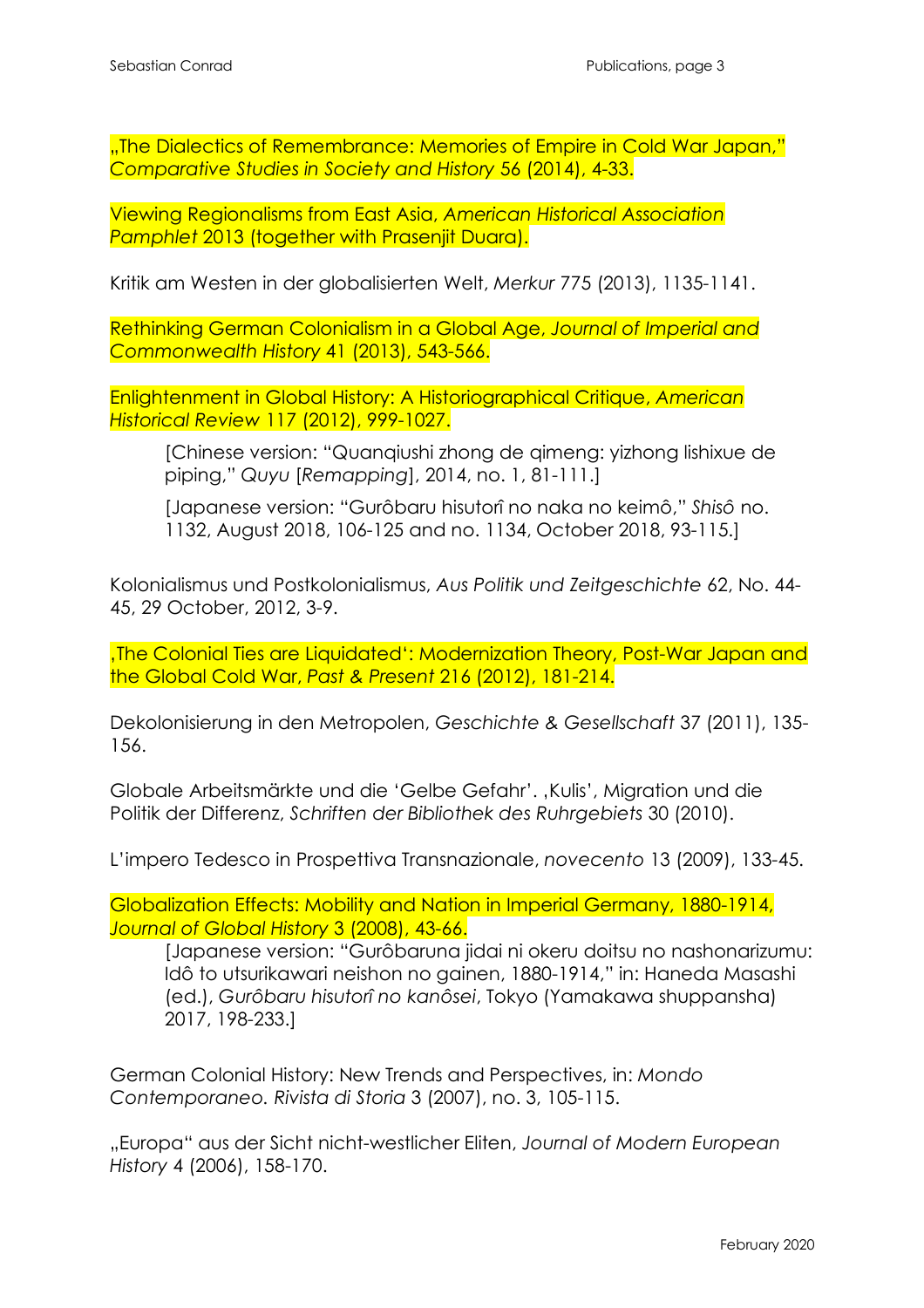„The Dialectics of Remembrance: Memories of Empire in Cold War Japan," *Comparative Studies in Society and History* 56 (2014), 4-33.

Viewing Regionalisms from East Asia, *American Historical Association Pamphlet* 2013 (together with Prasenjit Duara).

Kritik am Westen in der globalisierten Welt, *Merkur* 775 (2013), 1135-1141.

Rethinking German Colonialism in a Global Age, *Journal of Imperial and Commonwealth History* 41 (2013), 543-566.

Enlightenment in Global History: A Historiographical Critique, *American Historical Review* 117 (2012), 999-1027.

> [Chinese version: "Quanqiushi zhong de qimeng: yizhong lishixue de piping," *Quyu* [*Remapping*], 2014, no. 1, 81-111.]
>
> [Japanese version: "Gurôbaru hisutorî no naka no keimô," *Shisô* no. 1132, August 2018, 106-125 and no. 1134, October 2018, 93-115.]

Kolonialismus und Postkolonialismus, *Aus Politik und Zeitgeschichte* 62, No. 44-45, 29 October, 2012, 3-9.

'The Colonial Ties are Liquidated': Modernization Theory, Post-War Japan and the Global Cold War, *Past & Present* 216 (2012), 181-214.

Dekolonisierung in den Metropolen, *Geschichte & Gesellschaft* 37 (2011), 135-156.

Globale Arbeitsmärkte und die 'Gelbe Gefahr'. 'Kulis', Migration und die Politik der Differenz, *Schriften der Bibliothek des Ruhrgebiets* 30 (2010).

L'impero Tedesco in Prospettiva Transnazionale, *novecento* 13 (2009), 133-45.

Globalization Effects: Mobility and Nation in Imperial Germany, 1880-1914, *Journal of Global History* 3 (2008), 43-66.

> [Japanese version: "Gurôbaruna jidai ni okeru doitsu no nashonarizumu: Idô to utsurikawari neishon no gainen, 1880-1914," in: Haneda Masashi (ed.), *Gurôbaru hisutorî no kanôsei*, Tokyo (Yamakawa shuppansha) 2017, 198-233.]

German Colonial History: New Trends and Perspectives, in: *Mondo Contemporaneo. Rivista di Storia* 3 (2007), no. 3, 105-115.

„Europa" aus der Sicht nicht-westlicher Eliten, *Journal of Modern European History* 4 (2006), 158-170.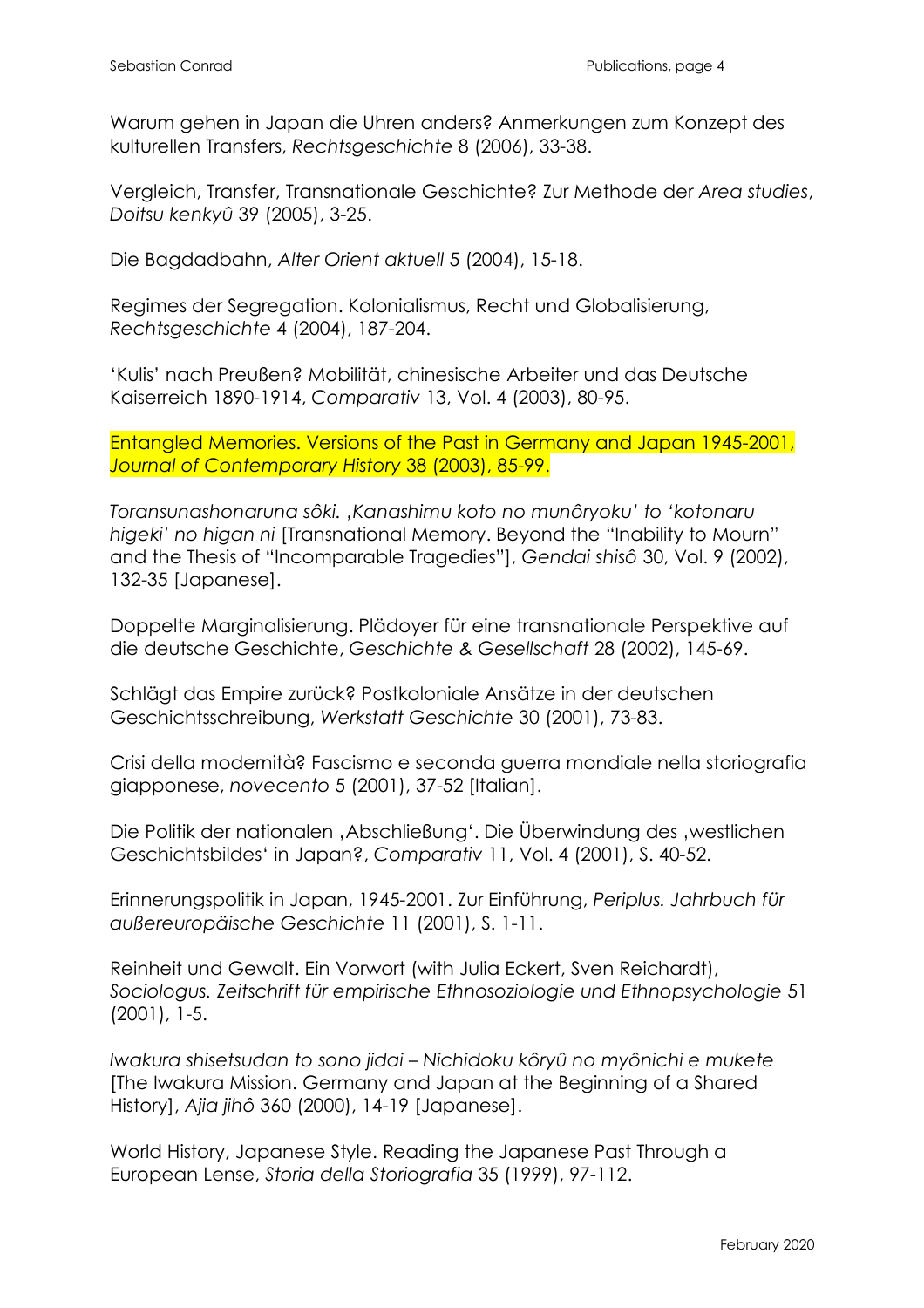Warum gehen in Japan die Uhren anders? Anmerkungen zum Konzept des kulturellen Transfers, *Rechtsgeschichte* 8 (2006), 33-38.

Vergleich, Transfer, Transnationale Geschichte? Zur Methode der *Area studies*, *Doitsu kenkyû* 39 (2005), 3-25.

Die Bagdadbahn, *Alter Orient aktuell* 5 (2004), 15-18.

Regimes der Segregation. Kolonialismus, Recht und Globalisierung, *Rechtsgeschichte* 4 (2004), 187-204.

'Kulis' nach Preußen? Mobilität, chinesische Arbeiter und das Deutsche Kaiserreich 1890-1914, *Comparativ* 13, Vol. 4 (2003), 80-95.

Entangled Memories. Versions of the Past in Germany and Japan 1945-2001, *Journal of Contemporary History* 38 (2003), 85-99.

*Toransunashonaruna sôki. ,Kanashimu koto no munôryoku' to 'kotonaru higeki' no higan ni* [Transnational Memory. Beyond the "Inability to Mourn" and the Thesis of "Incomparable Tragedies"], *Gendai shisô* 30, Vol. 9 (2002), 132-35 [Japanese].

Doppelte Marginalisierung. Plädoyer für eine transnationale Perspektive auf die deutsche Geschichte, *Geschichte & Gesellschaft* 28 (2002), 145-69.

Schlägt das Empire zurück? Postkoloniale Ansätze in der deutschen Geschichtsschreibung, *Werkstatt Geschichte* 30 (2001), 73-83.

Crisi della modernità? Fascismo e seconda guerra mondiale nella storiografia giapponese, *novecento* 5 (2001), 37-52 [Italian].

Die Politik der nationalen ‚Abschließung'. Die Überwindung des ‚westlichen Geschichtsbildes' in Japan?, *Comparativ* 11, Vol. 4 (2001), S. 40-52.

Erinnerungspolitik in Japan, 1945-2001. Zur Einführung, *Periplus. Jahrbuch für außereuropäische Geschichte* 11 (2001), S. 1-11.

Reinheit und Gewalt. Ein Vorwort (with Julia Eckert, Sven Reichardt), *Sociologus. Zeitschrift für empirische Ethnosoziologie und Ethnopsychologie* 51 (2001), 1-5.

*Iwakura shisetsudan to sono jidai – Nichidoku kôryû no myônichi e mukete* [The Iwakura Mission. Germany and Japan at the Beginning of a Shared History], *Ajia jihô* 360 (2000), 14-19 [Japanese].

World History, Japanese Style. Reading the Japanese Past Through a European Lense, *Storia della Storiografia* 35 (1999), 97-112.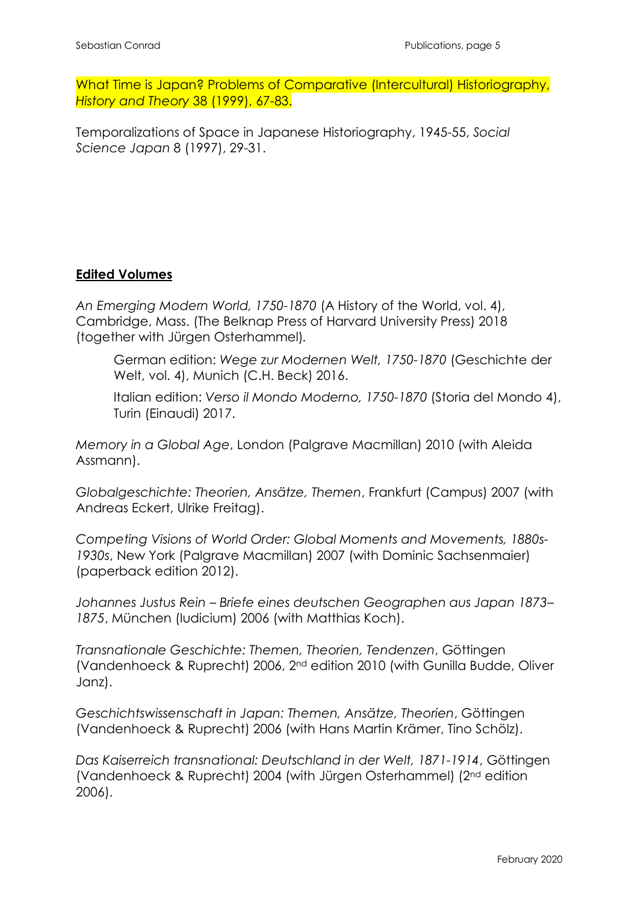What Time is Japan? Problems of Comparative (Intercultural) Historiography, *History and Theory* 38 (1999), 67-83.

Temporalizations of Space in Japanese Historiography, 1945-55, *Social Science Japan* 8 (1997), 29-31.

## Edited Volumes

*An Emerging Modern World, 1750-1870* (A History of the World, vol. 4), Cambridge, Mass. (The Belknap Press of Harvard University Press) 2018 (together with Jürgen Osterhammel).

> German edition: *Wege zur Modernen Welt, 1750-1870* (Geschichte der Welt, vol. 4), Munich (C.H. Beck) 2016.
>
> Italian edition: *Verso il Mondo Moderno, 1750-1870* (Storia del Mondo 4), Turin (Einaudi) 2017.

*Memory in a Global Age*, London (Palgrave Macmillan) 2010 (with Aleida Assmann).

*Globalgeschichte: Theorien, Ansätze, Themen*, Frankfurt (Campus) 2007 (with Andreas Eckert, Ulrike Freitag).

*Competing Visions of World Order: Global Moments and Movements, 1880s-1930s*, New York (Palgrave Macmillan) 2007 (with Dominic Sachsenmaier) (paperback edition 2012).

*Johannes Justus Rein – Briefe eines deutschen Geographen aus Japan 1873–1875*, München (Iudicium) 2006 (with Matthias Koch).

*Transnationale Geschichte: Themen, Theorien, Tendenzen*, Göttingen (Vandenhoeck & Ruprecht) 2006, 2nd edition 2010 (with Gunilla Budde, Oliver Janz).

*Geschichtswissenschaft in Japan: Themen, Ansätze, Theorien*, Göttingen (Vandenhoeck & Ruprecht) 2006 (with Hans Martin Krämer, Tino Schölz).

*Das Kaiserreich transnational: Deutschland in der Welt, 1871-1914*, Göttingen (Vandenhoeck & Ruprecht) 2004 (with Jürgen Osterhammel) (2nd edition 2006).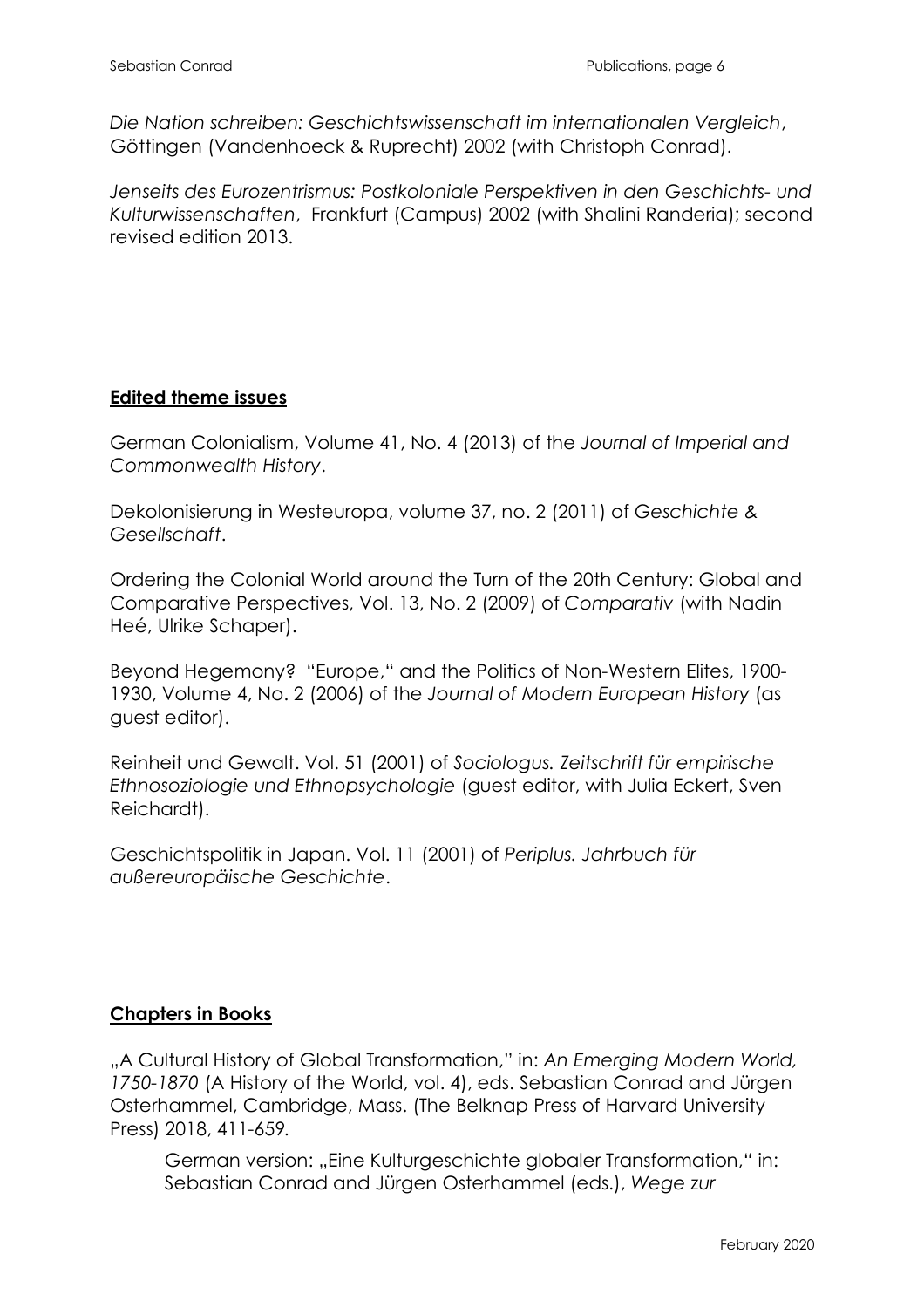*Die Nation schreiben: Geschichtswissenschaft im internationalen Vergleich*, Göttingen (Vandenhoeck & Ruprecht) 2002 (with Christoph Conrad).

*Jenseits des Eurozentrismus: Postkoloniale Perspektiven in den Geschichts- und Kulturwissenschaften*, Frankfurt (Campus) 2002 (with Shalini Randeria); second revised edition 2013.

## **Edited theme issues**

German Colonialism, Volume 41, No. 4 (2013) of the *Journal of Imperial and Commonwealth History*.

Dekolonisierung in Westeuropa, volume 37, no. 2 (2011) of *Geschichte & Gesellschaft*.

Ordering the Colonial World around the Turn of the 20th Century: Global and Comparative Perspectives, Vol. 13, No. 2 (2009) of *Comparativ* (with Nadin Heé, Ulrike Schaper).

Beyond Hegemony? "Europe," and the Politics of Non-Western Elites, 1900-1930, Volume 4, No. 2 (2006) of the *Journal of Modern European History* (as guest editor).

Reinheit und Gewalt. Vol. 51 (2001) of *Sociologus. Zeitschrift für empirische Ethnosoziologie und Ethnopsychologie* (guest editor, with Julia Eckert, Sven Reichardt).

Geschichtspolitik in Japan. Vol. 11 (2001) of *Periplus. Jahrbuch für außereuropäische Geschichte*.

## **Chapters in Books**

„A Cultural History of Global Transformation," in: *An Emerging Modern World, 1750-1870* (A History of the World, vol. 4), eds. Sebastian Conrad and Jürgen Osterhammel, Cambridge, Mass. (The Belknap Press of Harvard University Press) 2018, 411-659.

> German version: „Eine Kulturgeschichte globaler Transformation," in: Sebastian Conrad and Jürgen Osterhammel (eds.), *Wege zur*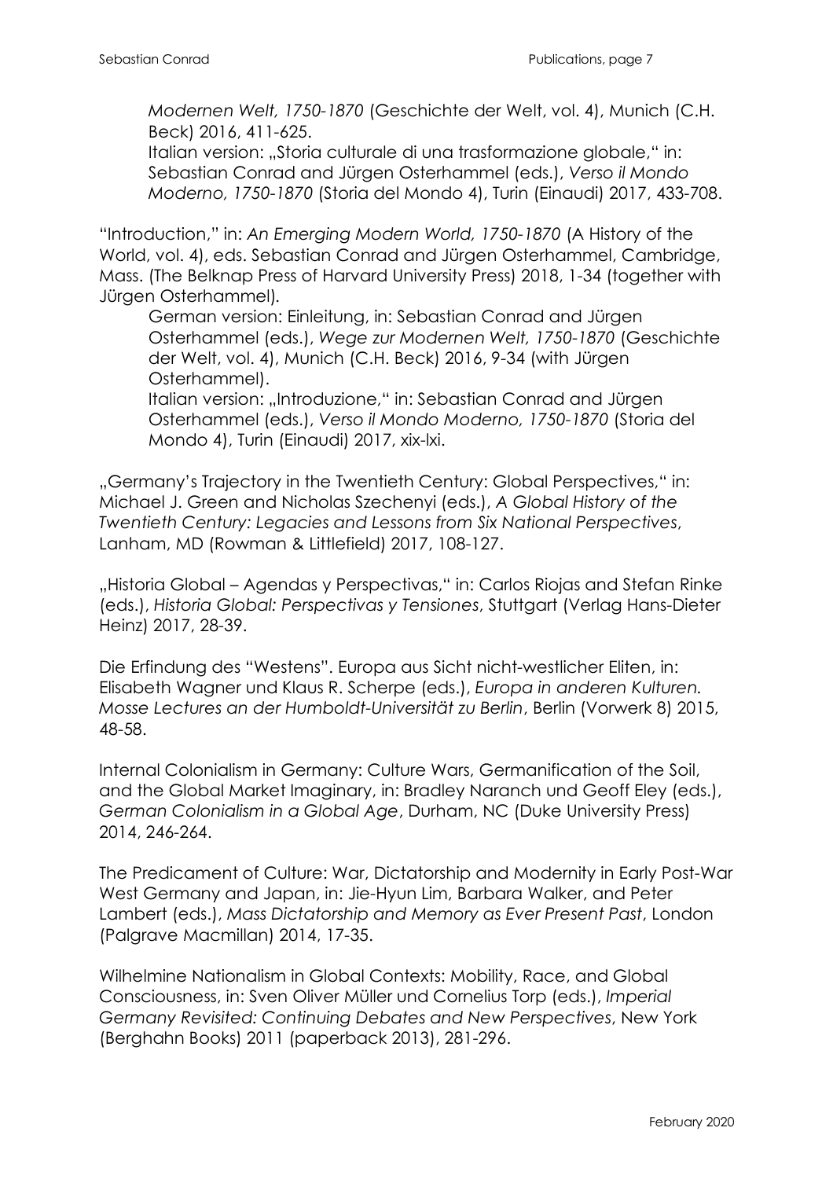*Modernen Welt, 1750-1870* (Geschichte der Welt, vol. 4), Munich (C.H. Beck) 2016, 411-625.

Italian version: „Storia culturale di una trasformazione globale," in: Sebastian Conrad and Jürgen Osterhammel (eds.), *Verso il Mondo Moderno, 1750-1870* (Storia del Mondo 4), Turin (Einaudi) 2017, 433-708.

"Introduction," in: *An Emerging Modern World, 1750-1870* (A History of the World, vol. 4), eds. Sebastian Conrad and Jürgen Osterhammel, Cambridge, Mass. (The Belknap Press of Harvard University Press) 2018, 1-34 (together with Jürgen Osterhammel).

German version: Einleitung, in: Sebastian Conrad and Jürgen Osterhammel (eds.), *Wege zur Modernen Welt, 1750-1870* (Geschichte der Welt, vol. 4), Munich (C.H. Beck) 2016, 9-34 (with Jürgen Osterhammel).

Italian version: „Introduzione," in: Sebastian Conrad and Jürgen Osterhammel (eds.), *Verso il Mondo Moderno, 1750-1870* (Storia del Mondo 4), Turin (Einaudi) 2017, xix-lxi.

„Germany's Trajectory in the Twentieth Century: Global Perspectives," in: Michael J. Green and Nicholas Szechenyi (eds.), *A Global History of the Twentieth Century: Legacies and Lessons from Six National Perspectives*, Lanham, MD (Rowman & Littlefield) 2017, 108-127.

„Historia Global – Agendas y Perspectivas," in: Carlos Riojas and Stefan Rinke (eds.), *Historia Global: Perspectivas y Tensiones*, Stuttgart (Verlag Hans-Dieter Heinz) 2017, 28-39.

Die Erfindung des "Westens". Europa aus Sicht nicht-westlicher Eliten, in: Elisabeth Wagner und Klaus R. Scherpe (eds.), *Europa in anderen Kulturen. Mosse Lectures an der Humboldt-Universität zu Berlin*, Berlin (Vorwerk 8) 2015, 48-58.

Internal Colonialism in Germany: Culture Wars, Germanification of the Soil, and the Global Market Imaginary, in: Bradley Naranch und Geoff Eley (eds.), *German Colonialism in a Global Age*, Durham, NC (Duke University Press) 2014, 246-264.

The Predicament of Culture: War, Dictatorship and Modernity in Early Post-War West Germany and Japan, in: Jie-Hyun Lim, Barbara Walker, and Peter Lambert (eds.), *Mass Dictatorship and Memory as Ever Present Past*, London (Palgrave Macmillan) 2014, 17-35.

Wilhelmine Nationalism in Global Contexts: Mobility, Race, and Global Consciousness, in: Sven Oliver Müller und Cornelius Torp (eds.), *Imperial Germany Revisited: Continuing Debates and New Perspectives*, New York (Berghahn Books) 2011 (paperback 2013), 281-296.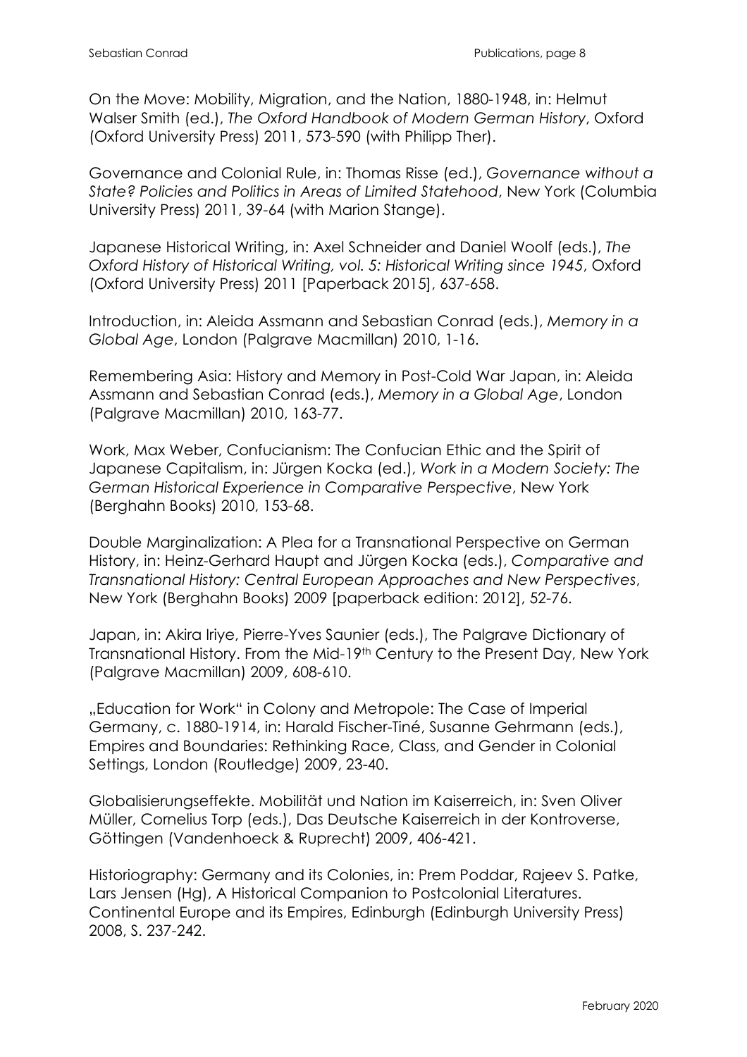On the Move: Mobility, Migration, and the Nation, 1880-1948, in: Helmut Walser Smith (ed.), *The Oxford Handbook of Modern German History*, Oxford (Oxford University Press) 2011, 573-590 (with Philipp Ther).

Governance and Colonial Rule, in: Thomas Risse (ed.), *Governance without a State? Policies and Politics in Areas of Limited Statehood*, New York (Columbia University Press) 2011, 39-64 (with Marion Stange).

Japanese Historical Writing, in: Axel Schneider and Daniel Woolf (eds.), *The Oxford History of Historical Writing, vol. 5: Historical Writing since 1945*, Oxford (Oxford University Press) 2011 [Paperback 2015], 637-658.

Introduction, in: Aleida Assmann and Sebastian Conrad (eds.), *Memory in a Global Age*, London (Palgrave Macmillan) 2010, 1-16.

Remembering Asia: History and Memory in Post-Cold War Japan, in: Aleida Assmann and Sebastian Conrad (eds.), *Memory in a Global Age*, London (Palgrave Macmillan) 2010, 163-77.

Work, Max Weber, Confucianism: The Confucian Ethic and the Spirit of Japanese Capitalism, in: Jürgen Kocka (ed.), *Work in a Modern Society: The German Historical Experience in Comparative Perspective*, New York (Berghahn Books) 2010, 153-68.

Double Marginalization: A Plea for a Transnational Perspective on German History, in: Heinz-Gerhard Haupt and Jürgen Kocka (eds.), *Comparative and Transnational History: Central European Approaches and New Perspectives*, New York (Berghahn Books) 2009 [paperback edition: 2012], 52-76.

Japan, in: Akira Iriye, Pierre-Yves Saunier (eds.), The Palgrave Dictionary of Transnational History. From the Mid-19th Century to the Present Day, New York (Palgrave Macmillan) 2009, 608-610.

„Education for Work" in Colony and Metropole: The Case of Imperial Germany, c. 1880-1914, in: Harald Fischer-Tiné, Susanne Gehrmann (eds.), Empires and Boundaries: Rethinking Race, Class, and Gender in Colonial Settings, London (Routledge) 2009, 23-40.

Globalisierungseffekte. Mobilität und Nation im Kaiserreich, in: Sven Oliver Müller, Cornelius Torp (eds.), Das Deutsche Kaiserreich in der Kontroverse, Göttingen (Vandenhoeck & Ruprecht) 2009, 406-421.

Historiography: Germany and its Colonies, in: Prem Poddar, Rajeev S. Patke, Lars Jensen (Hg), A Historical Companion to Postcolonial Literatures. Continental Europe and its Empires, Edinburgh (Edinburgh University Press) 2008, S. 237-242.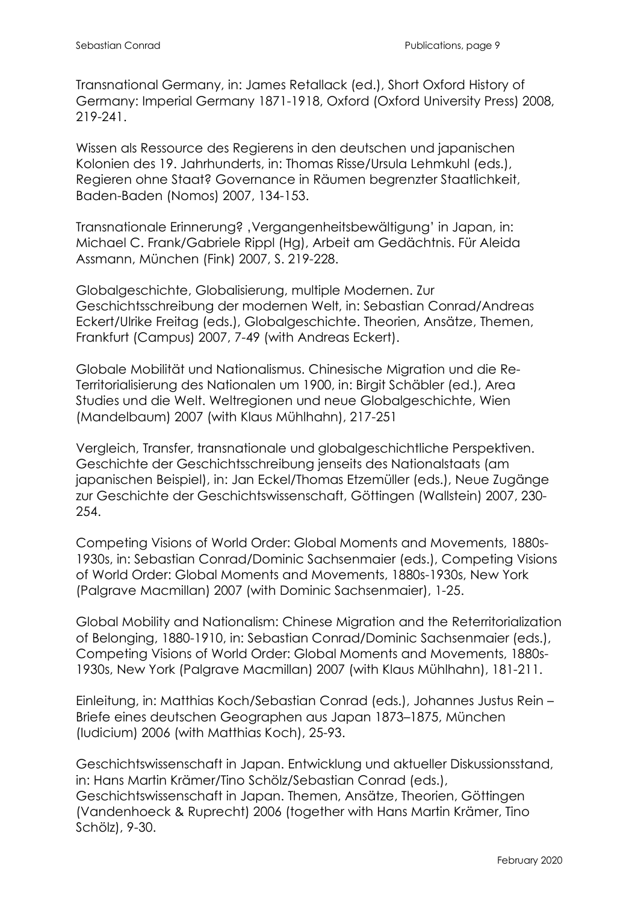Transnational Germany, in: James Retallack (ed.), Short Oxford History of Germany: Imperial Germany 1871-1918, Oxford (Oxford University Press) 2008, 219-241.

Wissen als Ressource des Regierens in den deutschen und japanischen Kolonien des 19. Jahrhunderts, in: Thomas Risse/Ursula Lehmkuhl (eds.), Regieren ohne Staat? Governance in Räumen begrenzter Staatlichkeit, Baden-Baden (Nomos) 2007, 134-153.

Transnationale Erinnerung? ‚Vergangenheitsbewältigung' in Japan, in: Michael C. Frank/Gabriele Rippl (Hg), Arbeit am Gedächtnis. Für Aleida Assmann, München (Fink) 2007, S. 219-228.

Globalgeschichte, Globalisierung, multiple Modernen. Zur Geschichtsschreibung der modernen Welt, in: Sebastian Conrad/Andreas Eckert/Ulrike Freitag (eds.), Globalgeschichte. Theorien, Ansätze, Themen, Frankfurt (Campus) 2007, 7-49 (with Andreas Eckert).

Globale Mobilität und Nationalismus. Chinesische Migration und die Re-Territorialisierung des Nationalen um 1900, in: Birgit Schäbler (ed.), Area Studies und die Welt. Weltregionen und neue Globalgeschichte, Wien (Mandelbaum) 2007 (with Klaus Mühlhahn), 217-251

Vergleich, Transfer, transnationale und globalgeschichtliche Perspektiven. Geschichte der Geschichtsschreibung jenseits des Nationalstaats (am japanischen Beispiel), in: Jan Eckel/Thomas Etzemüller (eds.), Neue Zugänge zur Geschichte der Geschichtswissenschaft, Göttingen (Wallstein) 2007, 230-254.

Competing Visions of World Order: Global Moments and Movements, 1880s-1930s, in: Sebastian Conrad/Dominic Sachsenmaier (eds.), Competing Visions of World Order: Global Moments and Movements, 1880s-1930s, New York (Palgrave Macmillan) 2007 (with Dominic Sachsenmaier), 1-25.

Global Mobility and Nationalism: Chinese Migration and the Reterritorialization of Belonging, 1880-1910, in: Sebastian Conrad/Dominic Sachsenmaier (eds.), Competing Visions of World Order: Global Moments and Movements, 1880s-1930s, New York (Palgrave Macmillan) 2007 (with Klaus Mühlhahn), 181-211.

Einleitung, in: Matthias Koch/Sebastian Conrad (eds.), Johannes Justus Rein – Briefe eines deutschen Geographen aus Japan 1873–1875, München (Iudicium) 2006 (with Matthias Koch), 25-93.

Geschichtswissenschaft in Japan. Entwicklung und aktueller Diskussionsstand, in: Hans Martin Krämer/Tino Schölz/Sebastian Conrad (eds.), Geschichtswissenschaft in Japan. Themen, Ansätze, Theorien, Göttingen (Vandenhoeck & Ruprecht) 2006 (together with Hans Martin Krämer, Tino Schölz), 9-30.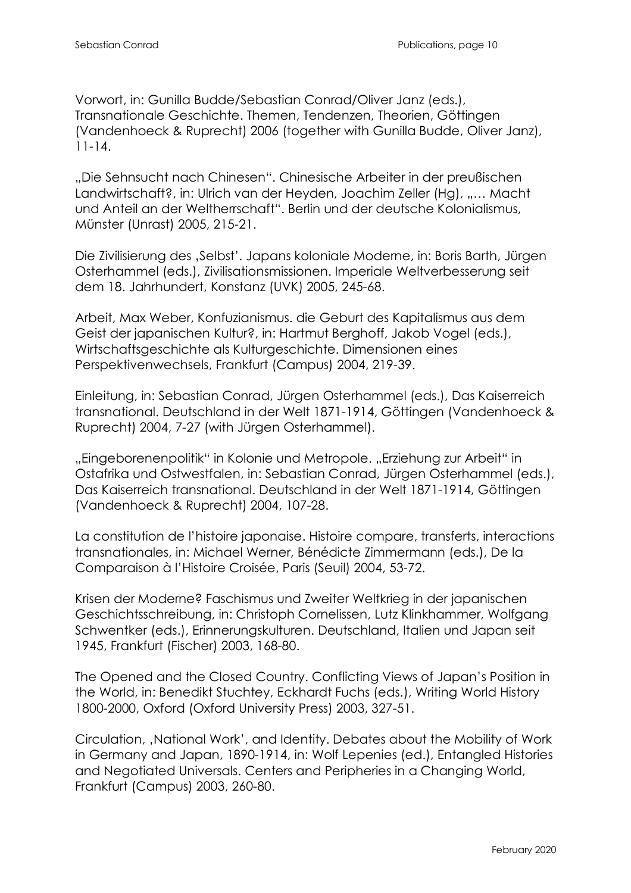Vorwort, in: Gunilla Budde/Sebastian Conrad/Oliver Janz (eds.), Transnationale Geschichte. Themen, Tendenzen, Theorien, Göttingen (Vandenhoeck & Ruprecht) 2006 (together with Gunilla Budde, Oliver Janz), 11-14.

„Die Sehnsucht nach Chinesen". Chinesische Arbeiter in der preußischen Landwirtschaft?, in: Ulrich van der Heyden, Joachim Zeller (Hg), „… Macht und Anteil an der Weltherrschaft". Berlin und der deutsche Kolonialismus, Münster (Unrast) 2005, 215-21.

Die Zivilisierung des ‚Selbst'. Japans koloniale Moderne, in: Boris Barth, Jürgen Osterhammel (eds.), Zivilisationsmissionen. Imperiale Weltverbesserung seit dem 18. Jahrhundert, Konstanz (UVK) 2005, 245-68.

Arbeit, Max Weber, Konfuzianismus. die Geburt des Kapitalismus aus dem Geist der japanischen Kultur?, in: Hartmut Berghoff, Jakob Vogel (eds.), Wirtschaftsgeschichte als Kulturgeschichte. Dimensionen eines Perspektivenwechsels, Frankfurt (Campus) 2004, 219-39.

Einleitung, in: Sebastian Conrad, Jürgen Osterhammel (eds.), Das Kaiserreich transnational. Deutschland in der Welt 1871-1914, Göttingen (Vandenhoeck & Ruprecht) 2004, 7-27 (with Jürgen Osterhammel).

„Eingeborenenpolitik" in Kolonie und Metropole. „Erziehung zur Arbeit" in Ostafrika und Ostwestfalen, in: Sebastian Conrad, Jürgen Osterhammel (eds.), Das Kaiserreich transnational. Deutschland in der Welt 1871-1914, Göttingen (Vandenhoeck & Ruprecht) 2004, 107-28.

La constitution de l'histoire japonaise. Histoire compare, transferts, interactions transnationales, in: Michael Werner, Bénédicte Zimmermann (eds.), De la Comparaison à l'Histoire Croisée, Paris (Seuil) 2004, 53-72.

Krisen der Moderne? Faschismus und Zweiter Weltkrieg in der japanischen Geschichtsschreibung, in: Christoph Cornelissen, Lutz Klinkhammer, Wolfgang Schwentker (eds.), Erinnerungskulturen. Deutschland, Italien und Japan seit 1945, Frankfurt (Fischer) 2003, 168-80.

The Opened and the Closed Country. Conflicting Views of Japan's Position in the World, in: Benedikt Stuchtey, Eckhardt Fuchs (eds.), Writing World History 1800-2000, Oxford (Oxford University Press) 2003, 327-51.

Circulation, ‚National Work', and Identity. Debates about the Mobility of Work in Germany and Japan, 1890-1914, in: Wolf Lepenies (ed.), Entangled Histories and Negotiated Universals. Centers and Peripheries in a Changing World, Frankfurt (Campus) 2003, 260-80.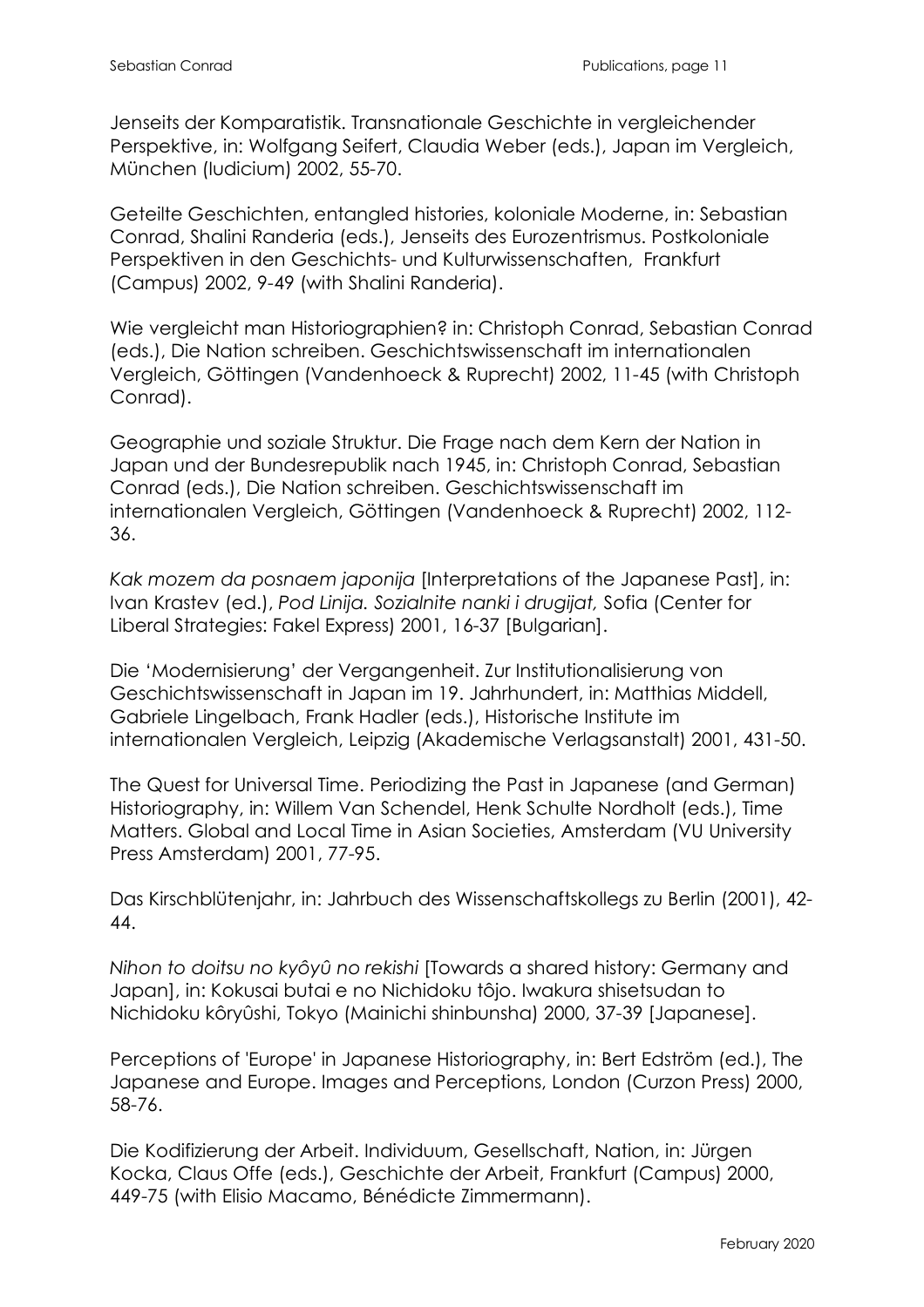Jenseits der Komparatistik. Transnationale Geschichte in vergleichender Perspektive, in: Wolfgang Seifert, Claudia Weber (eds.), Japan im Vergleich, München (Iudicium) 2002, 55-70.

Geteilte Geschichten, entangled histories, koloniale Moderne, in: Sebastian Conrad, Shalini Randeria (eds.), Jenseits des Eurozentrismus. Postkoloniale Perspektiven in den Geschichts- und Kulturwissenschaften, Frankfurt (Campus) 2002, 9-49 (with Shalini Randeria).

Wie vergleicht man Historiographien? in: Christoph Conrad, Sebastian Conrad (eds.), Die Nation schreiben. Geschichtswissenschaft im internationalen Vergleich, Göttingen (Vandenhoeck & Ruprecht) 2002, 11-45 (with Christoph Conrad).

Geographie und soziale Struktur. Die Frage nach dem Kern der Nation in Japan und der Bundesrepublik nach 1945, in: Christoph Conrad, Sebastian Conrad (eds.), Die Nation schreiben. Geschichtswissenschaft im internationalen Vergleich, Göttingen (Vandenhoeck & Ruprecht) 2002, 112-36.

*Kak mozem da posnaem japonija* [Interpretations of the Japanese Past], in: Ivan Krastev (ed.), *Pod Linija. Sozialnite nanki i drugijat,* Sofia (Center for Liberal Strategies: Fakel Express) 2001, 16-37 [Bulgarian].

Die 'Modernisierung' der Vergangenheit. Zur Institutionalisierung von Geschichtswissenschaft in Japan im 19. Jahrhundert, in: Matthias Middell, Gabriele Lingelbach, Frank Hadler (eds.), Historische Institute im internationalen Vergleich, Leipzig (Akademische Verlagsanstalt) 2001, 431-50.

The Quest for Universal Time. Periodizing the Past in Japanese (and German) Historiography, in: Willem Van Schendel, Henk Schulte Nordholt (eds.), Time Matters. Global and Local Time in Asian Societies, Amsterdam (VU University Press Amsterdam) 2001, 77-95.

Das Kirschblütenjahr, in: Jahrbuch des Wissenschaftskollegs zu Berlin (2001), 42-44.

*Nihon to doitsu no kyôyû no rekishi* [Towards a shared history: Germany and Japan], in: Kokusai butai e no Nichidoku tôjo. Iwakura shisetsudan to Nichidoku kôryûshi, Tokyo (Mainichi shinbunsha) 2000, 37-39 [Japanese].

Perceptions of 'Europe' in Japanese Historiography, in: Bert Edström (ed.), The Japanese and Europe. Images and Perceptions, London (Curzon Press) 2000, 58-76.

Die Kodifizierung der Arbeit. Individuum, Gesellschaft, Nation, in: Jürgen Kocka, Claus Offe (eds.), Geschichte der Arbeit, Frankfurt (Campus) 2000, 449-75 (with Elisio Macamo, Bénédicte Zimmermann).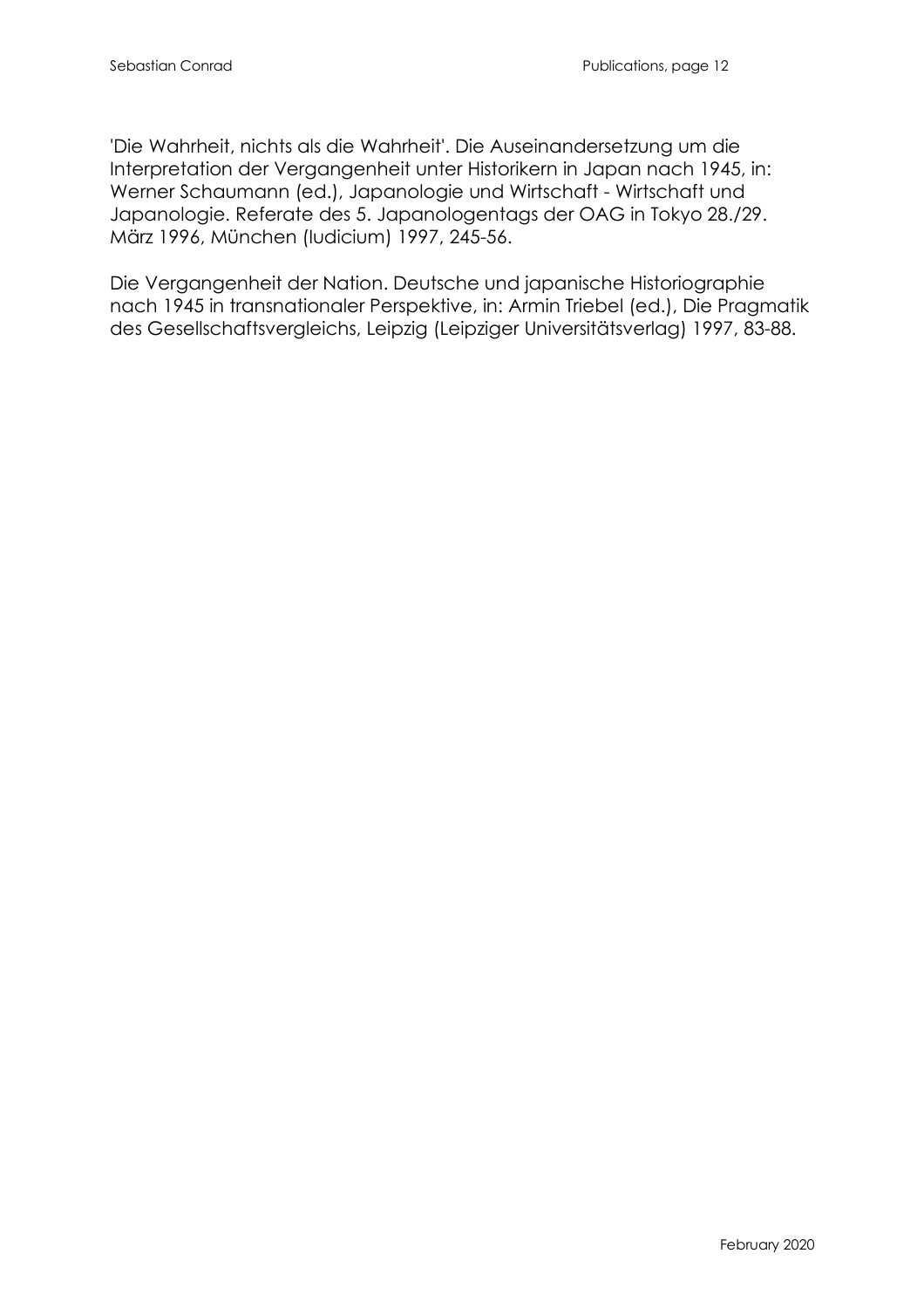'Die Wahrheit, nichts als die Wahrheit'. Die Auseinandersetzung um die Interpretation der Vergangenheit unter Historikern in Japan nach 1945, in: Werner Schaumann (ed.), Japanologie und Wirtschaft - Wirtschaft und Japanologie. Referate des 5. Japanologentags der OAG in Tokyo 28./29. März 1996, München (Iudicium) 1997, 245-56.

Die Vergangenheit der Nation. Deutsche und japanische Historiographie nach 1945 in transnationaler Perspektive, in: Armin Triebel (ed.), Die Pragmatik des Gesellschaftsvergleichs, Leipzig (Leipziger Universitätsverlag) 1997, 83-88.